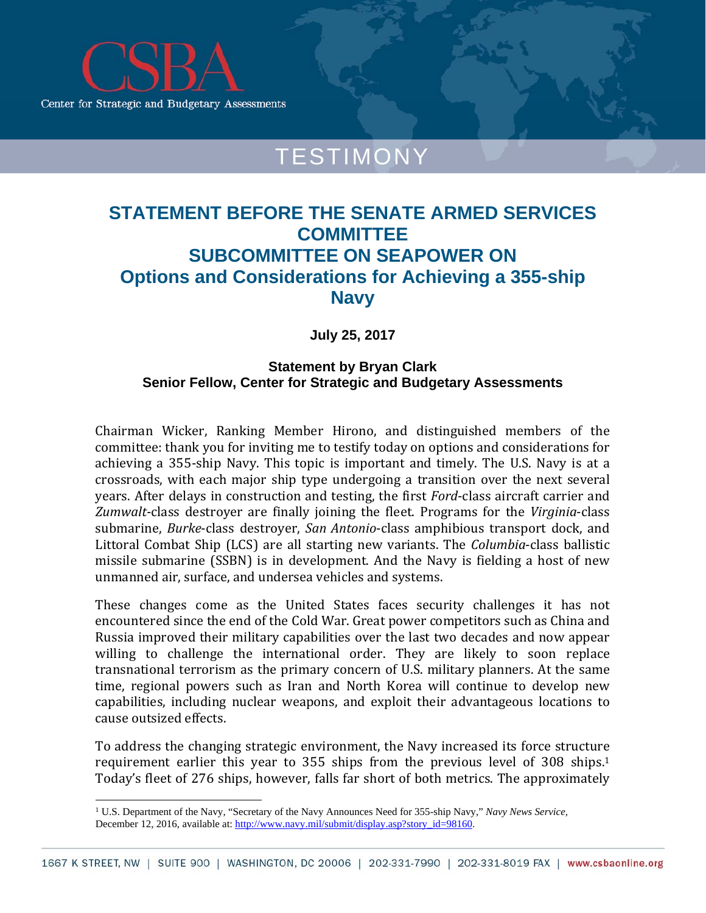CSBA

Center for Strategic and Budgetary Assessments

TESTIMONY

# STATEMENT BEFORE THE SENATE ARMED SERVICES COMMITTEE SUBCOMMITTEE ON SEAPOWER ON Options and Considerations for Achieving a 355-ship Navy

**July 25, 2017**

**Statement by Bryan Clark**
**Senior Fellow, Center for Strategic and Budgetary Assessments**

Chairman Wicker, Ranking Member Hirono, and distinguished members of the committee: thank you for inviting me to testify today on options and considerations for achieving a 355-ship Navy. This topic is important and timely. The U.S. Navy is at a crossroads, with each major ship type undergoing a transition over the next several years. After delays in construction and testing, the first *Ford*-class aircraft carrier and *Zumwalt*-class destroyer are finally joining the fleet. Programs for the *Virginia*-class submarine, *Burke*-class destroyer, *San Antonio*-class amphibious transport dock, and Littoral Combat Ship (LCS) are all starting new variants. The *Columbia*-class ballistic missile submarine (SSBN) is in development. And the Navy is fielding a host of new unmanned air, surface, and undersea vehicles and systems.

These changes come as the United States faces security challenges it has not encountered since the end of the Cold War. Great power competitors such as China and Russia improved their military capabilities over the last two decades and now appear willing to challenge the international order. They are likely to soon replace transnational terrorism as the primary concern of U.S. military planners. At the same time, regional powers such as Iran and North Korea will continue to develop new capabilities, including nuclear weapons, and exploit their advantageous locations to cause outsized effects.

To address the changing strategic environment, the Navy increased its force structure requirement earlier this year to 355 ships from the previous level of 308 ships.[1] Today's fleet of 276 ships, however, falls far short of both metrics. The approximately

[1] U.S. Department of the Navy, "Secretary of the Navy Announces Need for 355-ship Navy," *Navy News Service*, December 12, 2016, available at: http://www.navy.mil/submit/display.asp?story_id=98160.

1667 K STREET, NW | SUITE 900 | WASHINGTON, DC 20006 | 202-331-7990 | 202-331-8019 FAX | www.csbaonline.org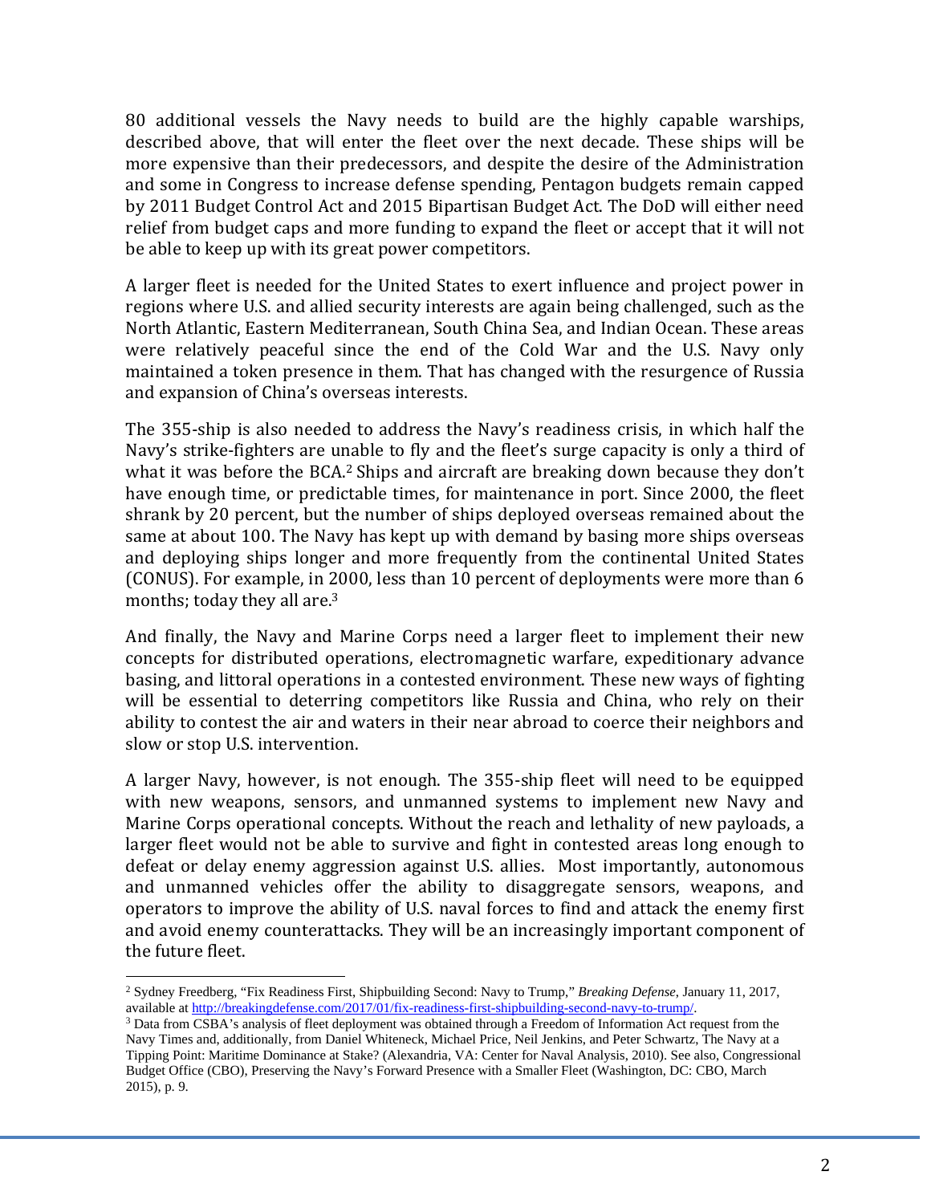80 additional vessels the Navy needs to build are the highly capable warships, described above, that will enter the fleet over the next decade. These ships will be more expensive than their predecessors, and despite the desire of the Administration and some in Congress to increase defense spending, Pentagon budgets remain capped by 2011 Budget Control Act and 2015 Bipartisan Budget Act. The DoD will either need relief from budget caps and more funding to expand the fleet or accept that it will not be able to keep up with its great power competitors.

A larger fleet is needed for the United States to exert influence and project power in regions where U.S. and allied security interests are again being challenged, such as the North Atlantic, Eastern Mediterranean, South China Sea, and Indian Ocean. These areas were relatively peaceful since the end of the Cold War and the U.S. Navy only maintained a token presence in them. That has changed with the resurgence of Russia and expansion of China's overseas interests.

The 355-ship is also needed to address the Navy's readiness crisis, in which half the Navy's strike-fighters are unable to fly and the fleet's surge capacity is only a third of what it was before the BCA.[2] Ships and aircraft are breaking down because they don't have enough time, or predictable times, for maintenance in port. Since 2000, the fleet shrank by 20 percent, but the number of ships deployed overseas remained about the same at about 100. The Navy has kept up with demand by basing more ships overseas and deploying ships longer and more frequently from the continental United States (CONUS). For example, in 2000, less than 10 percent of deployments were more than 6 months; today they all are.[3]

And finally, the Navy and Marine Corps need a larger fleet to implement their new concepts for distributed operations, electromagnetic warfare, expeditionary advance basing, and littoral operations in a contested environment. These new ways of fighting will be essential to deterring competitors like Russia and China, who rely on their ability to contest the air and waters in their near abroad to coerce their neighbors and slow or stop U.S. intervention.

A larger Navy, however, is not enough. The 355-ship fleet will need to be equipped with new weapons, sensors, and unmanned systems to implement new Navy and Marine Corps operational concepts. Without the reach and lethality of new payloads, a larger fleet would not be able to survive and fight in contested areas long enough to defeat or delay enemy aggression against U.S. allies. Most importantly, autonomous and unmanned vehicles offer the ability to disaggregate sensors, weapons, and operators to improve the ability of U.S. naval forces to find and attack the enemy first and avoid enemy counterattacks. They will be an increasingly important component of the future fleet.

---

[2] Sydney Freedberg, "Fix Readiness First, Shipbuilding Second: Navy to Trump," *Breaking Defense*, January 11, 2017, available at http://breakingdefense.com/2017/01/fix-readiness-first-shipbuilding-second-navy-to-trump/.

[3] Data from CSBA's analysis of fleet deployment was obtained through a Freedom of Information Act request from the Navy Times and, additionally, from Daniel Whiteneck, Michael Price, Neil Jenkins, and Peter Schwartz, The Navy at a Tipping Point: Maritime Dominance at Stake? (Alexandria, VA: Center for Naval Analysis, 2010). See also, Congressional Budget Office (CBO), Preserving the Navy's Forward Presence with a Smaller Fleet (Washington, DC: CBO, March 2015), p. 9.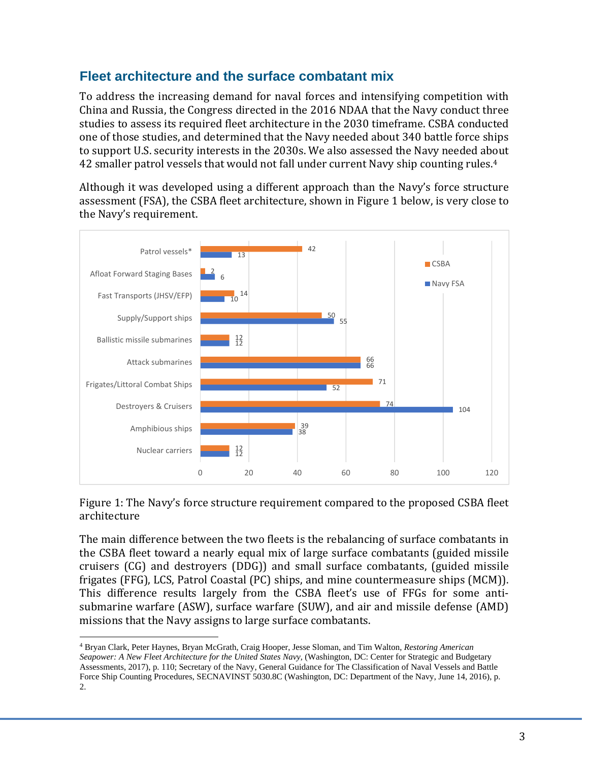## Fleet architecture and the surface combatant mix

To address the increasing demand for naval forces and intensifying competition with China and Russia, the Congress directed in the 2016 NDAA that the Navy conduct three studies to assess its required fleet architecture in the 2030 timeframe. CSBA conducted one of those studies, and determined that the Navy needed about 340 battle force ships to support U.S. security interests in the 2030s. We also assessed the Navy needed about 42 smaller patrol vessels that would not fall under current Navy ship counting rules.[4]

Although it was developed using a different approach than the Navy's force structure assessment (FSA), the CSBA fleet architecture, shown in Figure 1 below, is very close to the Navy's requirement.

| | CSBA | Navy FSA |
|---|---|---|
| Patrol vessels* | 42 | 13 |
| Afloat Forward Staging Bases | 2 | 6 |
| Fast Transports (JHSV/EFP) | 14 | 10 |
| Supply/Support ships | 50 | 55 |
| Ballistic missile submarines | 12 | 12 |
| Attack submarines | 66 | 66 |
| Frigates/Littoral Combat Ships | 71 | 52 |
| Destroyers & Cruisers | 74 | 104 |
| Amphibious ships | 39 | 38 |
| Nuclear carriers | 12 | 12 |

Figure 1: The Navy's force structure requirement compared to the proposed CSBA fleet architecture

The main difference between the two fleets is the rebalancing of surface combatants in the CSBA fleet toward a nearly equal mix of large surface combatants (guided missile cruisers (CG) and destroyers (DDG)) and small surface combatants, (guided missile frigates (FFG), LCS, Patrol Coastal (PC) ships, and mine countermeasure ships (MCM)). This difference results largely from the CSBA fleet's use of FFGs for some anti-submarine warfare (ASW), surface warfare (SUW), and air and missile defense (AMD) missions that the Navy assigns to large surface combatants.

---

[4] Bryan Clark, Peter Haynes, Bryan McGrath, Craig Hooper, Jesse Sloman, and Tim Walton, *Restoring American Seapower: A New Fleet Architecture for the United States Navy*, (Washington, DC: Center for Strategic and Budgetary Assessments, 2017), p. 110; Secretary of the Navy, General Guidance for The Classification of Naval Vessels and Battle Force Ship Counting Procedures, SECNAVINST 5030.8C (Washington, DC: Department of the Navy, June 14, 2016), p. 2.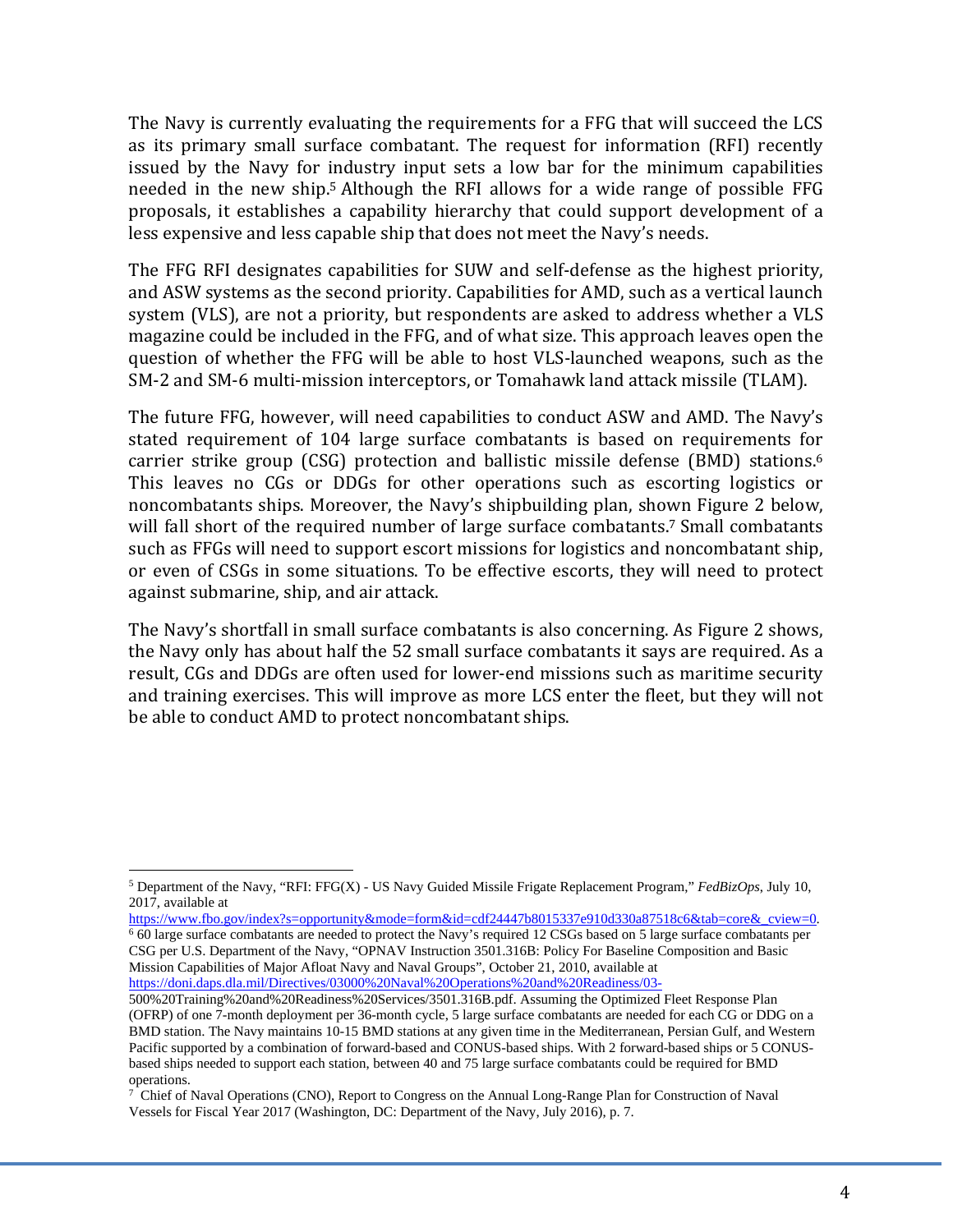The Navy is currently evaluating the requirements for a FFG that will succeed the LCS as its primary small surface combatant. The request for information (RFI) recently issued by the Navy for industry input sets a low bar for the minimum capabilities needed in the new ship.[5] Although the RFI allows for a wide range of possible FFG proposals, it establishes a capability hierarchy that could support development of a less expensive and less capable ship that does not meet the Navy's needs.

The FFG RFI designates capabilities for SUW and self-defense as the highest priority, and ASW systems as the second priority. Capabilities for AMD, such as a vertical launch system (VLS), are not a priority, but respondents are asked to address whether a VLS magazine could be included in the FFG, and of what size. This approach leaves open the question of whether the FFG will be able to host VLS-launched weapons, such as the SM-2 and SM-6 multi-mission interceptors, or Tomahawk land attack missile (TLAM).

The future FFG, however, will need capabilities to conduct ASW and AMD. The Navy's stated requirement of 104 large surface combatants is based on requirements for carrier strike group (CSG) protection and ballistic missile defense (BMD) stations.[6] This leaves no CGs or DDGs for other operations such as escorting logistics or noncombatants ships. Moreover, the Navy's shipbuilding plan, shown Figure 2 below, will fall short of the required number of large surface combatants.[7] Small combatants such as FFGs will need to support escort missions for logistics and noncombatant ship, or even of CSGs in some situations. To be effective escorts, they will need to protect against submarine, ship, and air attack.

The Navy's shortfall in small surface combatants is also concerning. As Figure 2 shows, the Navy only has about half the 52 small surface combatants it says are required. As a result, CGs and DDGs are often used for lower-end missions such as maritime security and training exercises. This will improve as more LCS enter the fleet, but they will not be able to conduct AMD to protect noncombatant ships.

---

[5] Department of the Navy, "RFI: FFG(X) - US Navy Guided Missile Frigate Replacement Program," *FedBizOps*, July 10, 2017, available at https://www.fbo.gov/index?s=opportunity&mode=form&id=cdf24447b8015337e910d330a87518c6&tab=core&_cview=0.

[6] 60 large surface combatants are needed to protect the Navy's required 12 CSGs based on 5 large surface combatants per CSG per U.S. Department of the Navy, "OPNAV Instruction 3501.316B: Policy For Baseline Composition and Basic Mission Capabilities of Major Afloat Navy and Naval Groups", October 21, 2010, available at https://doni.daps.dla.mil/Directives/03000%20Naval%20Operations%20and%20Readiness/03-500%20Training%20and%20Readiness%20Services/3501.316B.pdf. Assuming the Optimized Fleet Response Plan (OFRP) of one 7-month deployment per 36-month cycle, 5 large surface combatants are needed for each CG or DDG on a BMD station. The Navy maintains 10-15 BMD stations at any given time in the Mediterranean, Persian Gulf, and Western Pacific supported by a combination of forward-based and CONUS-based ships. With 2 forward-based ships or 5 CONUS-based ships needed to support each station, between 40 and 75 large surface combatants could be required for BMD operations.

[7] Chief of Naval Operations (CNO), Report to Congress on the Annual Long-Range Plan for Construction of Naval Vessels for Fiscal Year 2017 (Washington, DC: Department of the Navy, July 2016), p. 7.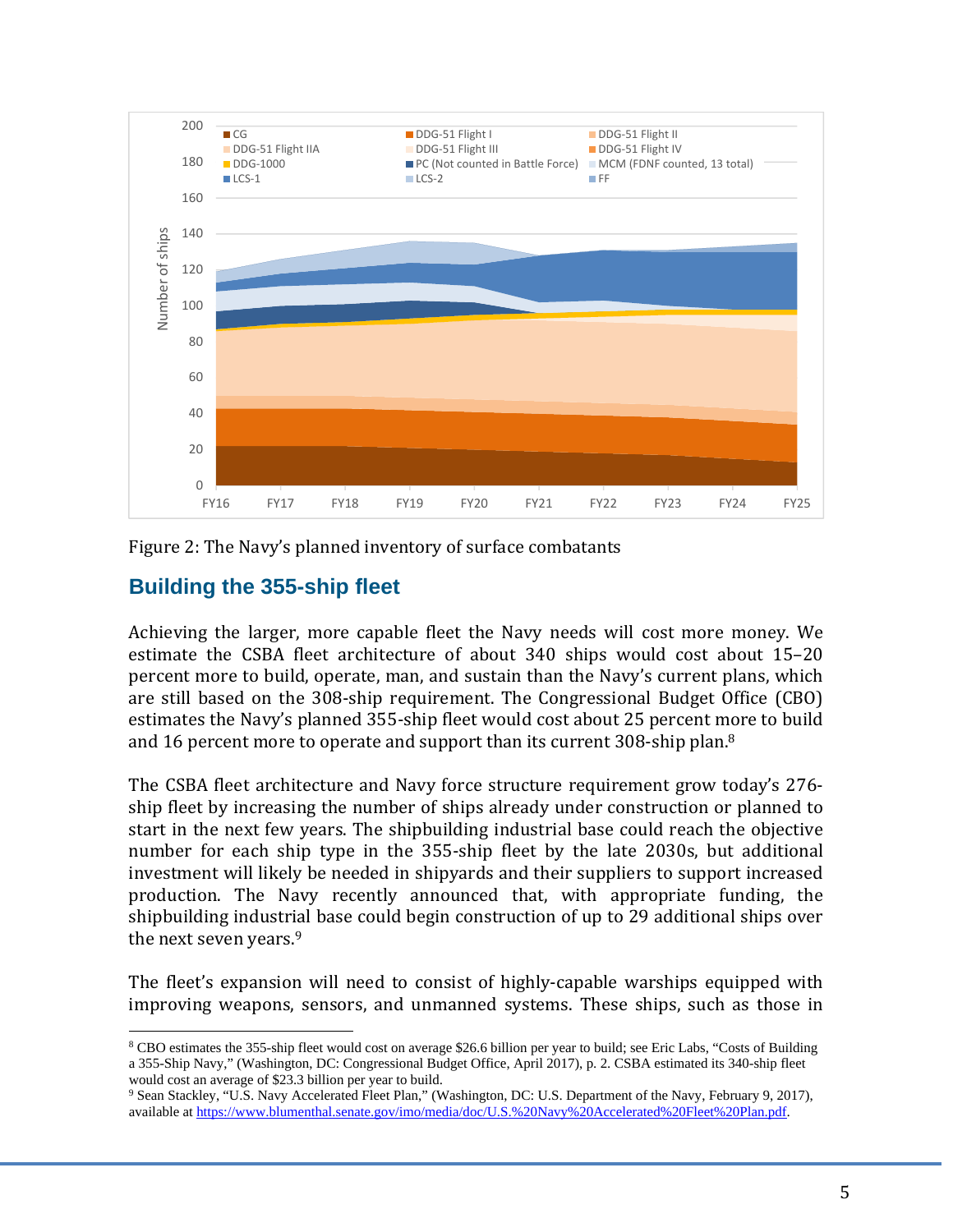Figure 2: The Navy's planned inventory of surface combatants

## Building the 355-ship fleet

Achieving the larger, more capable fleet the Navy needs will cost more money. We estimate the CSBA fleet architecture of about 340 ships would cost about 15–20 percent more to build, operate, man, and sustain than the Navy's current plans, which are still based on the 308-ship requirement. The Congressional Budget Office (CBO) estimates the Navy's planned 355-ship fleet would cost about 25 percent more to build and 16 percent more to operate and support than its current 308-ship plan.[8]

The CSBA fleet architecture and Navy force structure requirement grow today's 276-ship fleet by increasing the number of ships already under construction or planned to start in the next few years. The shipbuilding industrial base could reach the objective number for each ship type in the 355-ship fleet by the late 2030s, but additional investment will likely be needed in shipyards and their suppliers to support increased production. The Navy recently announced that, with appropriate funding, the shipbuilding industrial base could begin construction of up to 29 additional ships over the next seven years.[9]

The fleet's expansion will need to consist of highly-capable warships equipped with improving weapons, sensors, and unmanned systems. These ships, such as those in

---

[8] CBO estimates the 355-ship fleet would cost on average $26.6 billion per year to build; see Eric Labs, "Costs of Building a 355-Ship Navy," (Washington, DC: Congressional Budget Office, April 2017), p. 2. CSBA estimated its 340-ship fleet would cost an average of $23.3 billion per year to build.

[9] Sean Stackley, "U.S. Navy Accelerated Fleet Plan," (Washington, DC: U.S. Department of the Navy, February 9, 2017), available at https://www.blumenthal.senate.gov/imo/media/doc/U.S.%20Navy%20Accelerated%20Fleet%20Plan.pdf.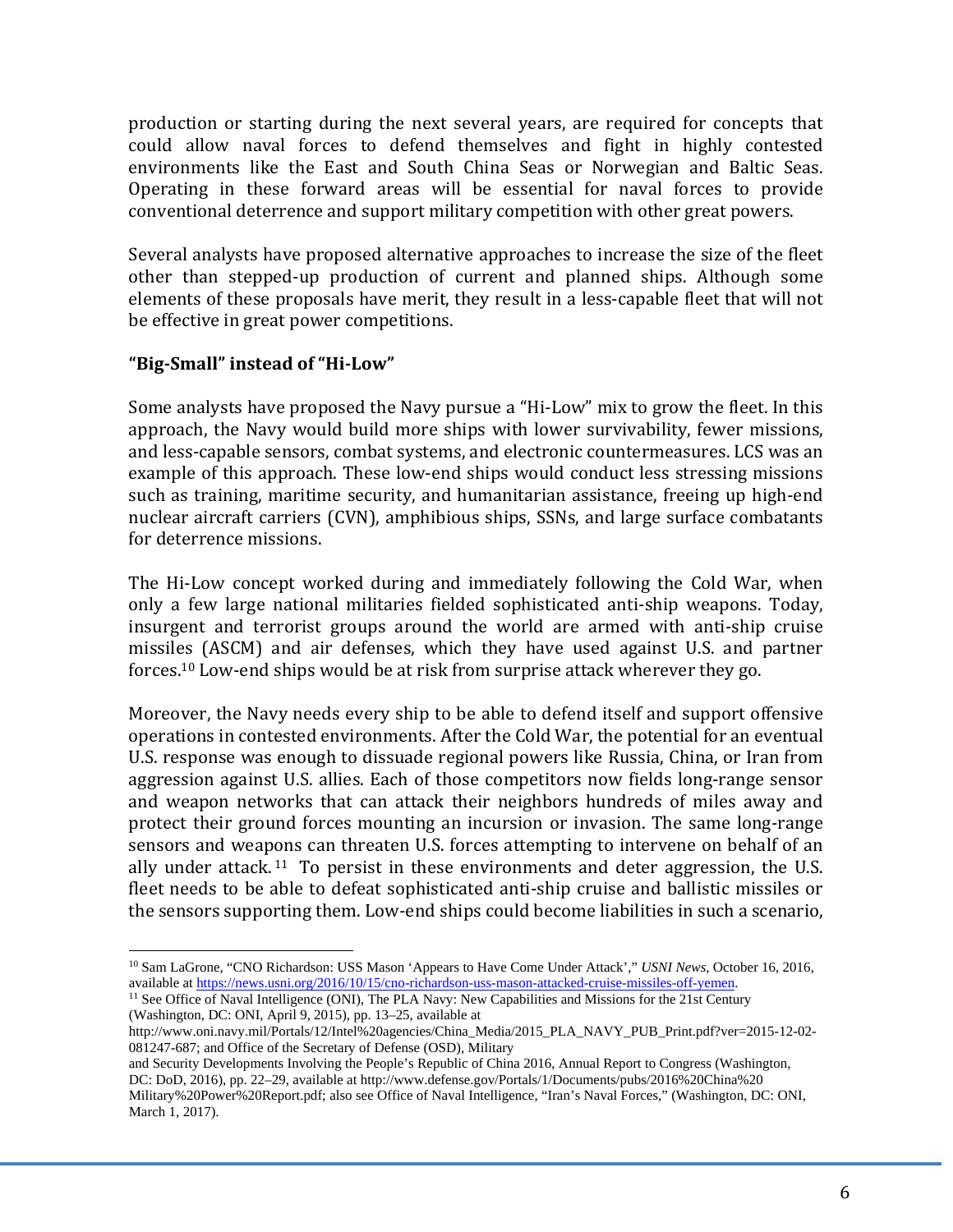production or starting during the next several years, are required for concepts that could allow naval forces to defend themselves and fight in highly contested environments like the East and South China Seas or Norwegian and Baltic Seas. Operating in these forward areas will be essential for naval forces to provide conventional deterrence and support military competition with other great powers.

Several analysts have proposed alternative approaches to increase the size of the fleet other than stepped-up production of current and planned ships. Although some elements of these proposals have merit, they result in a less-capable fleet that will not be effective in great power competitions.

**"Big-Small" instead of "Hi-Low"**

Some analysts have proposed the Navy pursue a "Hi-Low" mix to grow the fleet. In this approach, the Navy would build more ships with lower survivability, fewer missions, and less-capable sensors, combat systems, and electronic countermeasures. LCS was an example of this approach. These low-end ships would conduct less stressing missions such as training, maritime security, and humanitarian assistance, freeing up high-end nuclear aircraft carriers (CVN), amphibious ships, SSNs, and large surface combatants for deterrence missions.

The Hi-Low concept worked during and immediately following the Cold War, when only a few large national militaries fielded sophisticated anti-ship weapons. Today, insurgent and terrorist groups around the world are armed with anti-ship cruise missiles (ASCM) and air defenses, which they have used against U.S. and partner forces.[10] Low-end ships would be at risk from surprise attack wherever they go.

Moreover, the Navy needs every ship to be able to defend itself and support offensive operations in contested environments. After the Cold War, the potential for an eventual U.S. response was enough to dissuade regional powers like Russia, China, or Iran from aggression against U.S. allies. Each of those competitors now fields long-range sensor and weapon networks that can attack their neighbors hundreds of miles away and protect their ground forces mounting an incursion or invasion. The same long-range sensors and weapons can threaten U.S. forces attempting to intervene on behalf of an ally under attack.[11] To persist in these environments and deter aggression, the U.S. fleet needs to be able to defeat sophisticated anti-ship cruise and ballistic missiles or the sensors supporting them. Low-end ships could become liabilities in such a scenario,

---

[10] Sam LaGrone, "CNO Richardson: USS Mason 'Appears to Have Come Under Attack'," *USNI News*, October 16, 2016, available at https://news.usni.org/2016/10/15/cno-richardson-uss-mason-attacked-cruise-missiles-off-yemen.

[11] See Office of Naval Intelligence (ONI), The PLA Navy: New Capabilities and Missions for the 21st Century (Washington, DC: ONI, April 9, 2015), pp. 13–25, available at http://www.oni.navy.mil/Portals/12/Intel%20agencies/China_Media/2015_PLA_NAVY_PUB_Print.pdf?ver=2015-12-02-081247-687; and Office of the Secretary of Defense (OSD), Military and Security Developments Involving the People's Republic of China 2016, Annual Report to Congress (Washington, DC: DoD, 2016), pp. 22–29, available at http://www.defense.gov/Portals/1/Documents/pubs/2016%20China%20 Military%20Power%20Report.pdf; also see Office of Naval Intelligence, "Iran's Naval Forces," (Washington, DC: ONI, March 1, 2017).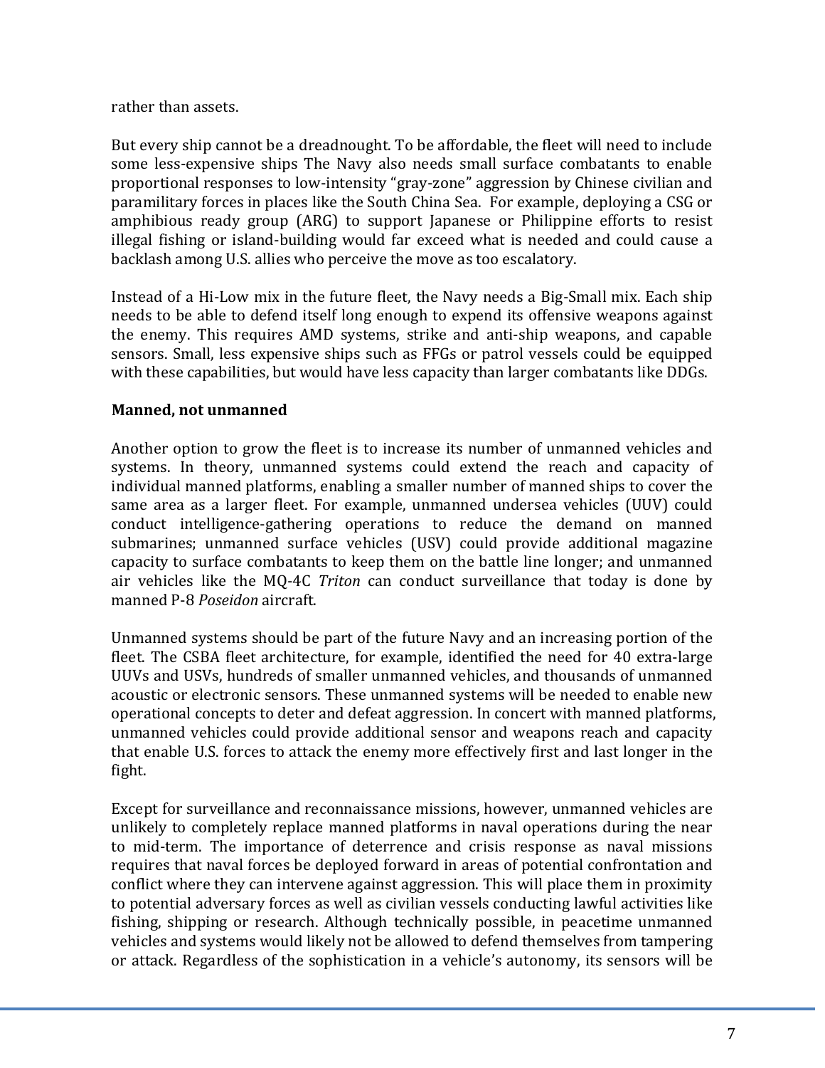rather than assets.

But every ship cannot be a dreadnought. To be affordable, the fleet will need to include some less-expensive ships The Navy also needs small surface combatants to enable proportional responses to low-intensity “gray-zone” aggression by Chinese civilian and paramilitary forces in places like the South China Sea. For example, deploying a CSG or amphibious ready group (ARG) to support Japanese or Philippine efforts to resist illegal fishing or island-building would far exceed what is needed and could cause a backlash among U.S. allies who perceive the move as too escalatory.

Instead of a Hi-Low mix in the future fleet, the Navy needs a Big-Small mix. Each ship needs to be able to defend itself long enough to expend its offensive weapons against the enemy. This requires AMD systems, strike and anti-ship weapons, and capable sensors. Small, less expensive ships such as FFGs or patrol vessels could be equipped with these capabilities, but would have less capacity than larger combatants like DDGs.

**Manned, not unmanned**

Another option to grow the fleet is to increase its number of unmanned vehicles and systems. In theory, unmanned systems could extend the reach and capacity of individual manned platforms, enabling a smaller number of manned ships to cover the same area as a larger fleet. For example, unmanned undersea vehicles (UUV) could conduct intelligence-gathering operations to reduce the demand on manned submarines; unmanned surface vehicles (USV) could provide additional magazine capacity to surface combatants to keep them on the battle line longer; and unmanned air vehicles like the MQ-4C *Triton* can conduct surveillance that today is done by manned P-8 *Poseidon* aircraft.

Unmanned systems should be part of the future Navy and an increasing portion of the fleet. The CSBA fleet architecture, for example, identified the need for 40 extra-large UUVs and USVs, hundreds of smaller unmanned vehicles, and thousands of unmanned acoustic or electronic sensors. These unmanned systems will be needed to enable new operational concepts to deter and defeat aggression. In concert with manned platforms, unmanned vehicles could provide additional sensor and weapons reach and capacity that enable U.S. forces to attack the enemy more effectively first and last longer in the fight.

Except for surveillance and reconnaissance missions, however, unmanned vehicles are unlikely to completely replace manned platforms in naval operations during the near to mid-term. The importance of deterrence and crisis response as naval missions requires that naval forces be deployed forward in areas of potential confrontation and conflict where they can intervene against aggression. This will place them in proximity to potential adversary forces as well as civilian vessels conducting lawful activities like fishing, shipping or research. Although technically possible, in peacetime unmanned vehicles and systems would likely not be allowed to defend themselves from tampering or attack. Regardless of the sophistication in a vehicle’s autonomy, its sensors will be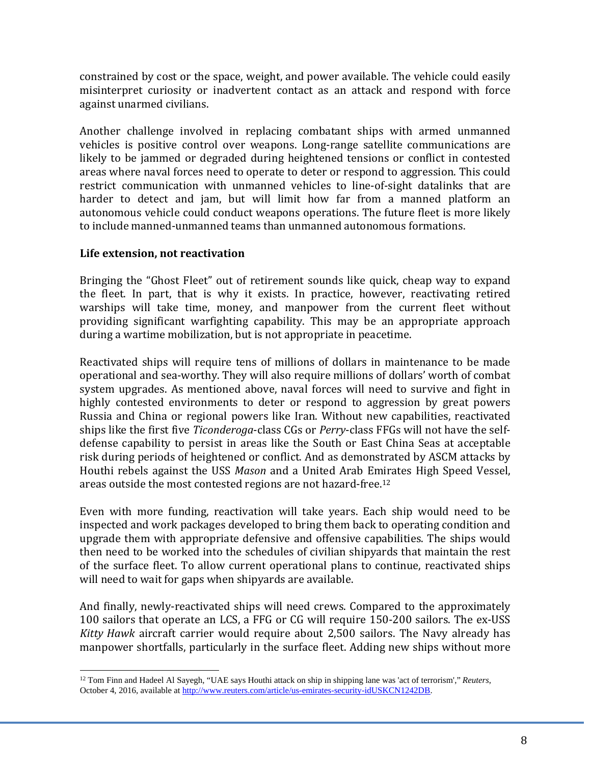constrained by cost or the space, weight, and power available. The vehicle could easily misinterpret curiosity or inadvertent contact as an attack and respond with force against unarmed civilians.

Another challenge involved in replacing combatant ships with armed unmanned vehicles is positive control over weapons. Long-range satellite communications are likely to be jammed or degraded during heightened tensions or conflict in contested areas where naval forces need to operate to deter or respond to aggression. This could restrict communication with unmanned vehicles to line-of-sight datalinks that are harder to detect and jam, but will limit how far from a manned platform an autonomous vehicle could conduct weapons operations. The future fleet is more likely to include manned-unmanned teams than unmanned autonomous formations.

### Life extension, not reactivation

Bringing the "Ghost Fleet" out of retirement sounds like quick, cheap way to expand the fleet. In part, that is why it exists. In practice, however, reactivating retired warships will take time, money, and manpower from the current fleet without providing significant warfighting capability. This may be an appropriate approach during a wartime mobilization, but is not appropriate in peacetime.

Reactivated ships will require tens of millions of dollars in maintenance to be made operational and sea-worthy. They will also require millions of dollars' worth of combat system upgrades. As mentioned above, naval forces will need to survive and fight in highly contested environments to deter or respond to aggression by great powers Russia and China or regional powers like Iran. Without new capabilities, reactivated ships like the first five *Ticonderoga*-class CGs or *Perry*-class FFGs will not have the self-defense capability to persist in areas like the South or East China Seas at acceptable risk during periods of heightened or conflict. And as demonstrated by ASCM attacks by Houthi rebels against the USS *Mason* and a United Arab Emirates High Speed Vessel, areas outside the most contested regions are not hazard-free.[12]

Even with more funding, reactivation will take years. Each ship would need to be inspected and work packages developed to bring them back to operating condition and upgrade them with appropriate defensive and offensive capabilities. The ships would then need to be worked into the schedules of civilian shipyards that maintain the rest of the surface fleet. To allow current operational plans to continue, reactivated ships will need to wait for gaps when shipyards are available.

And finally, newly-reactivated ships will need crews. Compared to the approximately 100 sailors that operate an LCS, a FFG or CG will require 150-200 sailors. The ex-USS *Kitty Hawk* aircraft carrier would require about 2,500 sailors. The Navy already has manpower shortfalls, particularly in the surface fleet. Adding new ships without more

---

[12] Tom Finn and Hadeel Al Sayegh, "UAE says Houthi attack on ship in shipping lane was 'act of terrorism'," *Reuters*, October 4, 2016, available at http://www.reuters.com/article/us-emirates-security-idUSKCN1242DB.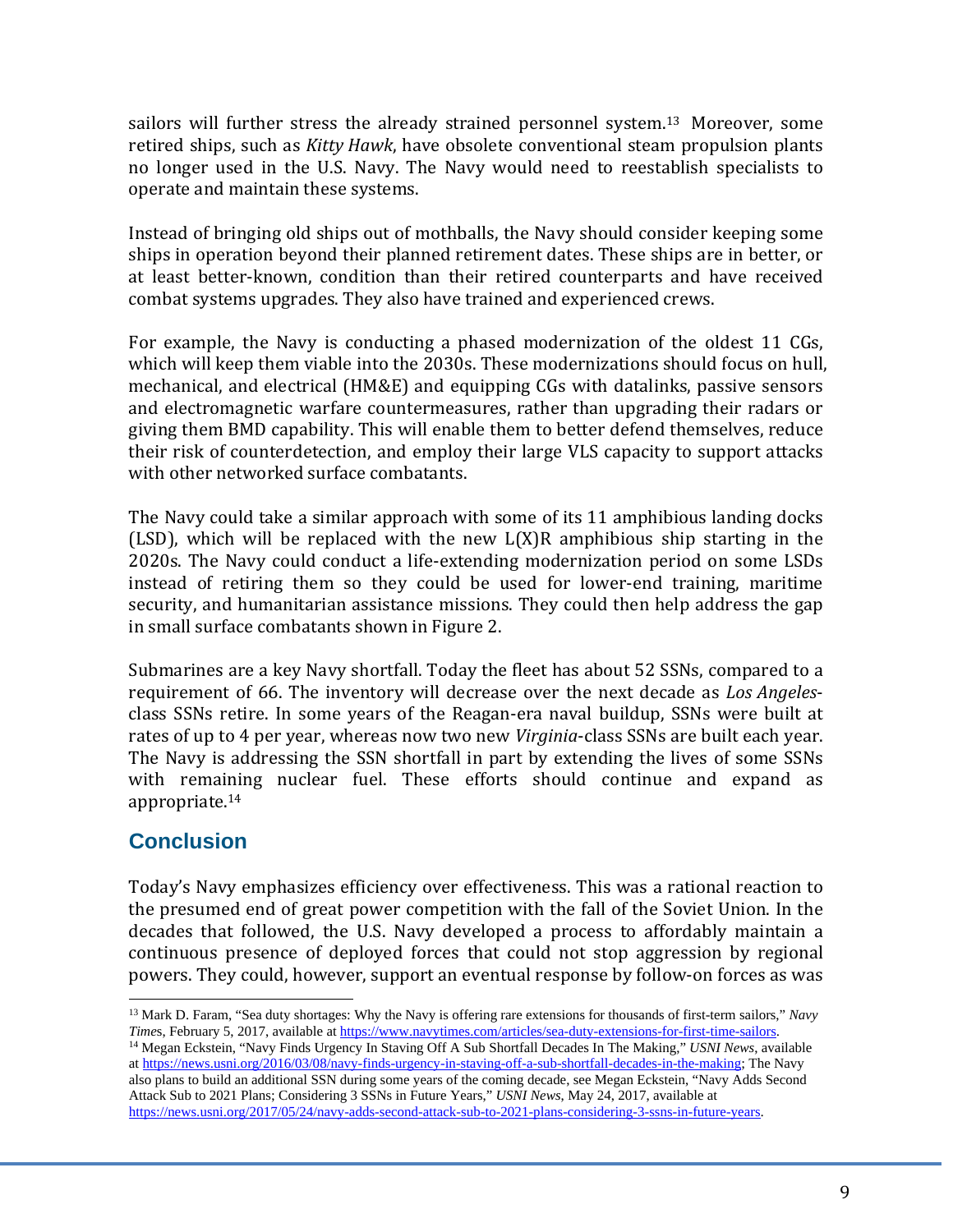sailors will further stress the already strained personnel system.[13] Moreover, some retired ships, such as *Kitty Hawk*, have obsolete conventional steam propulsion plants no longer used in the U.S. Navy. The Navy would need to reestablish specialists to operate and maintain these systems.

Instead of bringing old ships out of mothballs, the Navy should consider keeping some ships in operation beyond their planned retirement dates. These ships are in better, or at least better-known, condition than their retired counterparts and have received combat systems upgrades. They also have trained and experienced crews.

For example, the Navy is conducting a phased modernization of the oldest 11 CGs, which will keep them viable into the 2030s. These modernizations should focus on hull, mechanical, and electrical (HM&E) and equipping CGs with datalinks, passive sensors and electromagnetic warfare countermeasures, rather than upgrading their radars or giving them BMD capability. This will enable them to better defend themselves, reduce their risk of counterdetection, and employ their large VLS capacity to support attacks with other networked surface combatants.

The Navy could take a similar approach with some of its 11 amphibious landing docks (LSD), which will be replaced with the new L(X)R amphibious ship starting in the 2020s. The Navy could conduct a life-extending modernization period on some LSDs instead of retiring them so they could be used for lower-end training, maritime security, and humanitarian assistance missions. They could then help address the gap in small surface combatants shown in Figure 2.

Submarines are a key Navy shortfall. Today the fleet has about 52 SSNs, compared to a requirement of 66. The inventory will decrease over the next decade as *Los Angeles*-class SSNs retire. In some years of the Reagan-era naval buildup, SSNs were built at rates of up to 4 per year, whereas now two new *Virginia*-class SSNs are built each year. The Navy is addressing the SSN shortfall in part by extending the lives of some SSNs with remaining nuclear fuel. These efforts should continue and expand as appropriate.[14]

## Conclusion

Today's Navy emphasizes efficiency over effectiveness. This was a rational reaction to the presumed end of great power competition with the fall of the Soviet Union. In the decades that followed, the U.S. Navy developed a process to affordably maintain a continuous presence of deployed forces that could not stop aggression by regional powers. They could, however, support an eventual response by follow-on forces as was

---

[13] Mark D. Faram, "Sea duty shortages: Why the Navy is offering rare extensions for thousands of first-term sailors," *Navy Times*, February 5, 2017, available at https://www.navytimes.com/articles/sea-duty-extensions-for-first-time-sailors.

[14] Megan Eckstein, "Navy Finds Urgency In Staving Off A Sub Shortfall Decades In The Making," *USNI News*, available at https://news.usni.org/2016/03/08/navy-finds-urgency-in-staving-off-a-sub-shortfall-decades-in-the-making; The Navy also plans to build an additional SSN during some years of the coming decade, see Megan Eckstein, "Navy Adds Second Attack Sub to 2021 Plans; Considering 3 SSNs in Future Years," *USNI News*, May 24, 2017, available at https://news.usni.org/2017/05/24/navy-adds-second-attack-sub-to-2021-plans-considering-3-ssns-in-future-years.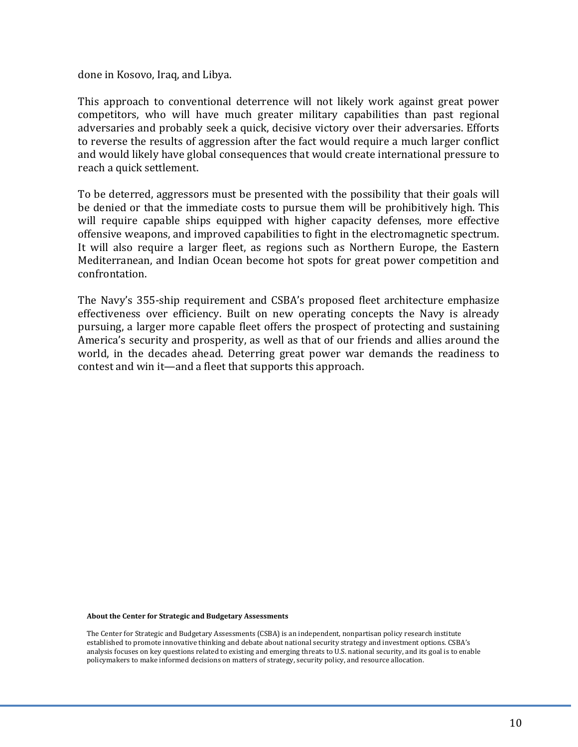done in Kosovo, Iraq, and Libya.

This approach to conventional deterrence will not likely work against great power competitors, who will have much greater military capabilities than past regional adversaries and probably seek a quick, decisive victory over their adversaries. Efforts to reverse the results of aggression after the fact would require a much larger conflict and would likely have global consequences that would create international pressure to reach a quick settlement.

To be deterred, aggressors must be presented with the possibility that their goals will be denied or that the immediate costs to pursue them will be prohibitively high. This will require capable ships equipped with higher capacity defenses, more effective offensive weapons, and improved capabilities to fight in the electromagnetic spectrum. It will also require a larger fleet, as regions such as Northern Europe, the Eastern Mediterranean, and Indian Ocean become hot spots for great power competition and confrontation.

The Navy's 355-ship requirement and CSBA's proposed fleet architecture emphasize effectiveness over efficiency. Built on new operating concepts the Navy is already pursuing, a larger more capable fleet offers the prospect of protecting and sustaining America's security and prosperity, as well as that of our friends and allies around the world, in the decades ahead. Deterring great power war demands the readiness to contest and win it—and a fleet that supports this approach.

**About the Center for Strategic and Budgetary Assessments**

The Center for Strategic and Budgetary Assessments (CSBA) is an independent, nonpartisan policy research institute established to promote innovative thinking and debate about national security strategy and investment options. CSBA's analysis focuses on key questions related to existing and emerging threats to U.S. national security, and its goal is to enable policymakers to make informed decisions on matters of strategy, security policy, and resource allocation.